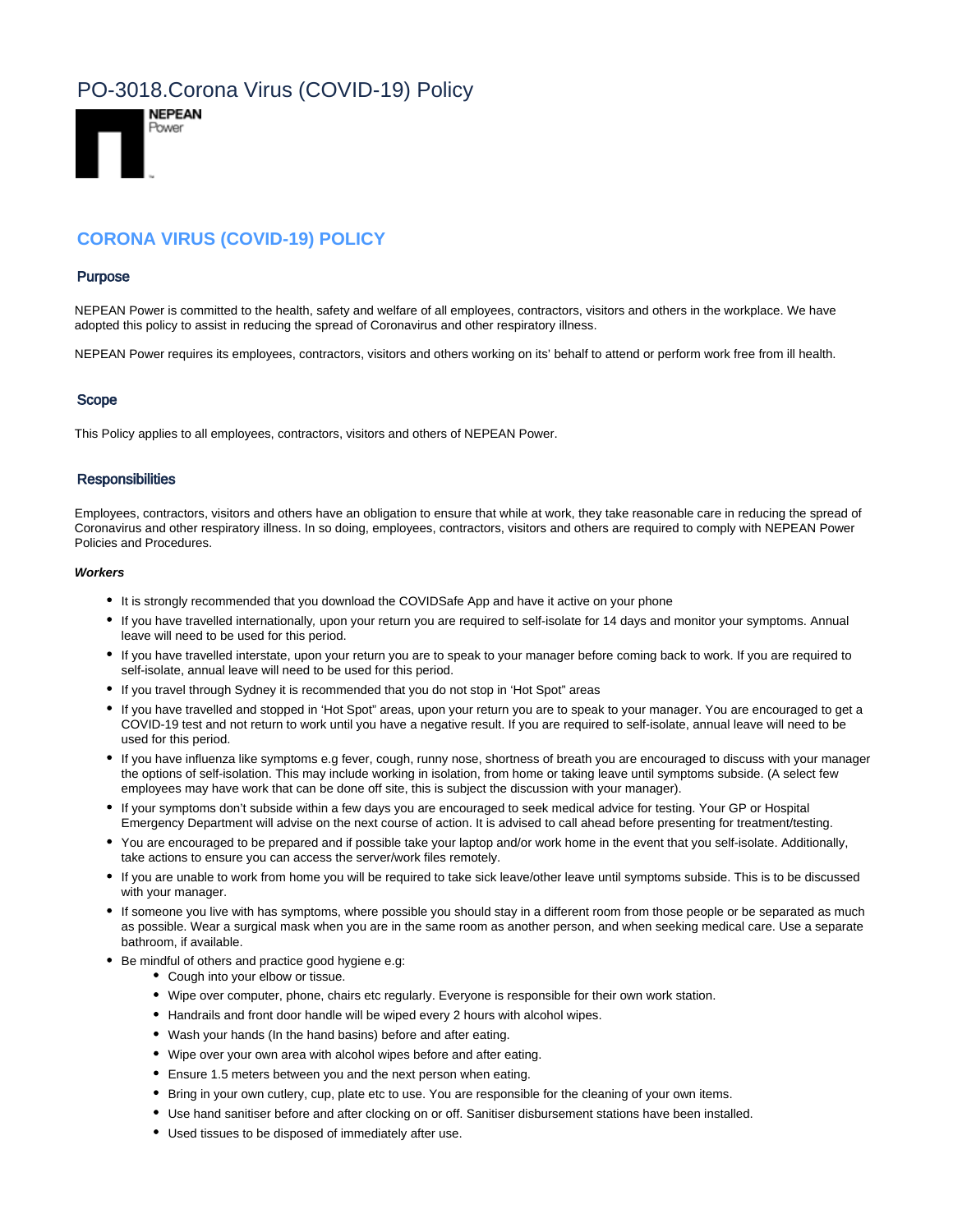# PO-3018.Corona Virus (COVID-19) Policy

NEPEAN Power

## CORONA VIRUS (COVID-19) POLICY

### Purpose

NEPEAN Power is committed to the health, safety and welfare of all employees, contractors, visitors and others in the workplace. We have adopted this policy to assist in reducing the spread of Coronavirus and other respiratory illness.

NEPEAN Power requires its employees, contractors, visitors and others working on its' behalf to attend or perform work free from ill health.

### Scope

This Policy applies to all employees, contractors, visitors and others of NEPEAN Power.

### Responsibilities

Employees, contractors, visitors and others have an obligation to ensure that while at work, they take reasonable care in reducing the spread of Coronavirus and other respiratory illness. In so doing, employees, contractors, visitors and others are required to comply with NEPEAN Power Policies and Procedures.

***Workers***

- It is strongly recommended that you download the COVIDSafe App and have it active on your phone
- If you have travelled internationally, upon your return you are required to self-isolate for 14 days and monitor your symptoms. Annual leave will need to be used for this period.
- If you have travelled interstate, upon your return you are to speak to your manager before coming back to work. If you are required to self-isolate, annual leave will need to be used for this period.
- If you travel through Sydney it is recommended that you do not stop in 'Hot Spot" areas
- If you have travelled and stopped in 'Hot Spot" areas, upon your return you are to speak to your manager. You are encouraged to get a COVID-19 test and not return to work until you have a negative result. If you are required to self-isolate, annual leave will need to be used for this period.
- If you have influenza like symptoms e.g fever, cough, runny nose, shortness of breath you are encouraged to discuss with your manager the options of self-isolation. This may include working in isolation, from home or taking leave until symptoms subside. (A select few employees may have work that can be done off site, this is subject the discussion with your manager).
- If your symptoms don't subside within a few days you are encouraged to seek medical advice for testing. Your GP or Hospital Emergency Department will advise on the next course of action. It is advised to call ahead before presenting for treatment/testing.
- You are encouraged to be prepared and if possible take your laptop and/or work home in the event that you self-isolate. Additionally, take actions to ensure you can access the server/work files remotely.
- If you are unable to work from home you will be required to take sick leave/other leave until symptoms subside. This is to be discussed with your manager.
- If someone you live with has symptoms, where possible you should stay in a different room from those people or be separated as much as possible. Wear a surgical mask when you are in the same room as another person, and when seeking medical care. Use a separate bathroom, if available.
- Be mindful of others and practice good hygiene e.g:
  - Cough into your elbow or tissue.
  - Wipe over computer, phone, chairs etc regularly. Everyone is responsible for their own work station.
  - Handrails and front door handle will be wiped every 2 hours with alcohol wipes.
  - Wash your hands (In the hand basins) before and after eating.
  - Wipe over your own area with alcohol wipes before and after eating.
  - Ensure 1.5 meters between you and the next person when eating.
  - Bring in your own cutlery, cup, plate etc to use. You are responsible for the cleaning of your own items.
  - Use hand sanitiser before and after clocking on or off. Sanitiser disbursement stations have been installed.
  - Used tissues to be disposed of immediately after use.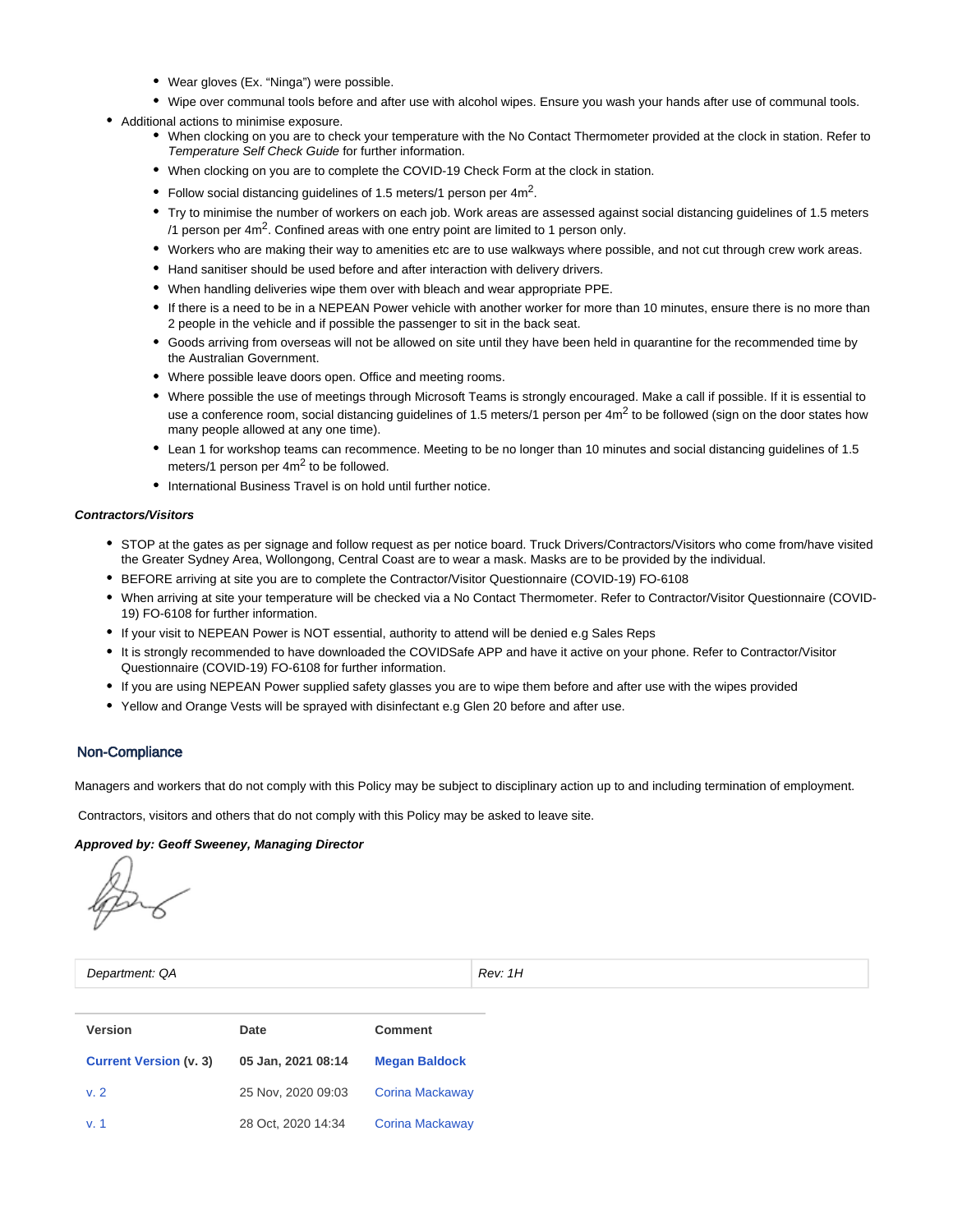- Wear gloves (Ex. "Ninga") were possible.
    - Wipe over communal tools before and after use with alcohol wipes. Ensure you wash your hands after use of communal tools.
- Additional actions to minimise exposure.
    - When clocking on you are to check your temperature with the No Contact Thermometer provided at the clock in station. Refer to *Temperature Self Check Guide* for further information.
    - When clocking on you are to complete the COVID-19 Check Form at the clock in station.
    - Follow social distancing guidelines of 1.5 meters/1 person per $4m^2$.
    - Try to minimise the number of workers on each job. Work areas are assessed against social distancing guidelines of 1.5 meters /1 person per $4m^2$. Confined areas with one entry point are limited to 1 person only.
    - Workers who are making their way to amenities etc are to use walkways where possible, and not cut through crew work areas.
    - Hand sanitiser should be used before and after interaction with delivery drivers.
    - When handling deliveries wipe them over with bleach and wear appropriate PPE.
    - If there is a need to be in a NEPEAN Power vehicle with another worker for more than 10 minutes, ensure there is no more than 2 people in the vehicle and if possible the passenger to sit in the back seat.
    - Goods arriving from overseas will not be allowed on site until they have been held in quarantine for the recommended time by the Australian Government.
    - Where possible leave doors open. Office and meeting rooms.
    - Where possible the use of meetings through Microsoft Teams is strongly encouraged. Make a call if possible. If it is essential to use a conference room, social distancing guidelines of 1.5 meters/1 person per $4m^2$ to be followed (sign on the door states how many people allowed at any one time).
    - Lean 1 for workshop teams can recommence. Meeting to be no longer than 10 minutes and social distancing guidelines of 1.5 meters/1 person per $4m^2$ to be followed.
    - International Business Travel is on hold until further notice.

***Contractors/Visitors***

- STOP at the gates as per signage and follow request as per notice board. Truck Drivers/Contractors/Visitors who come from/have visited the Greater Sydney Area, Wollongong, Central Coast are to wear a mask. Masks are to be provided by the individual.
- BEFORE arriving at site you are to complete the Contractor/Visitor Questionnaire (COVID-19) FO-6108
- When arriving at site your temperature will be checked via a No Contact Thermometer. Refer to Contractor/Visitor Questionnaire (COVID-19) FO-6108 for further information.
- If your visit to NEPEAN Power is NOT essential, authority to attend will be denied e.g Sales Reps
- It is strongly recommended to have downloaded the COVIDSafe APP and have it active on your phone. Refer to Contractor/Visitor Questionnaire (COVID-19) FO-6108 for further information.
- If you are using NEPEAN Power supplied safety glasses you are to wipe them before and after use with the wipes provided
- Yellow and Orange Vests will be sprayed with disinfectant e.g Glen 20 before and after use.

## Non-Compliance

Managers and workers that do not comply with this Policy may be subject to disciplinary action up to and including termination of employment.

Contractors, visitors and others that do not comply with this Policy may be asked to leave site.

***Approved by: Geoff Sweeney, Managing Director***

| | |
|---|---|
| *Department: QA* | *Rev: 1H* |

| Version | Date | Comment |
|---|---|---|
| **Current Version (v. 3)** | **05 Jan, 2021 08:14** | **Megan Baldock** |
| v. 2 | 25 Nov, 2020 09:03 | Corina Mackaway |
| v. 1 | 28 Oct, 2020 14:34 | Corina Mackaway |